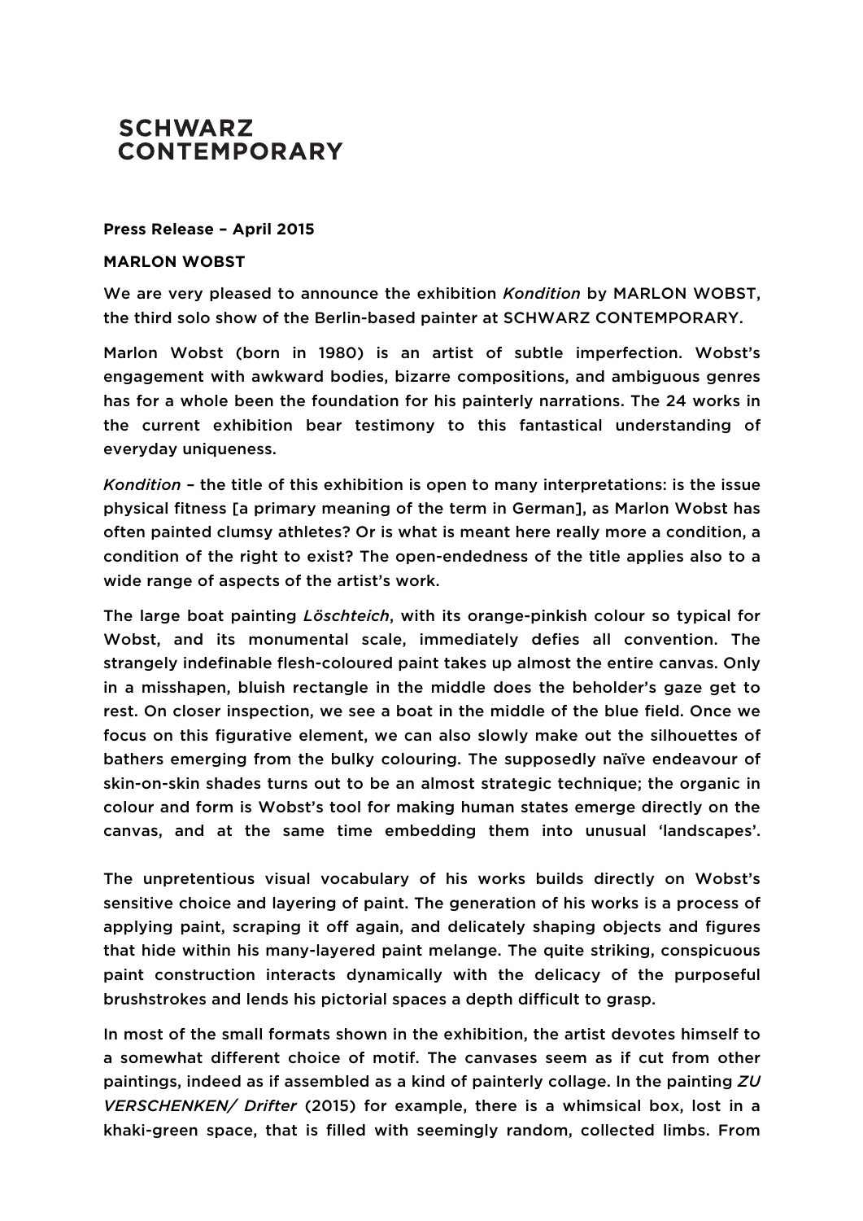# SCHWARZ CONTEMPORARY

**Press Release – April 2015**

**MARLON WOBST**

We are very pleased to announce the exhibition *Kondition* by MARLON WOBST, the third solo show of the Berlin-based painter at SCHWARZ CONTEMPORARY.

Marlon Wobst (born in 1980) is an artist of subtle imperfection. Wobst's engagement with awkward bodies, bizarre compositions, and ambiguous genres has for a whole been the foundation for his painterly narrations. The 24 works in the current exhibition bear testimony to this fantastical understanding of everyday uniqueness.

*Kondition* – the title of this exhibition is open to many interpretations: is the issue physical fitness [a primary meaning of the term in German], as Marlon Wobst has often painted clumsy athletes? Or is what is meant here really more a condition, a condition of the right to exist? The open-endedness of the title applies also to a wide range of aspects of the artist's work.

The large boat painting *Löschteich*, with its orange-pinkish colour so typical for Wobst, and its monumental scale, immediately defies all convention. The strangely indefinable flesh-coloured paint takes up almost the entire canvas. Only in a misshapen, bluish rectangle in the middle does the beholder's gaze get to rest. On closer inspection, we see a boat in the middle of the blue field. Once we focus on this figurative element, we can also slowly make out the silhouettes of bathers emerging from the bulky colouring. The supposedly naïve endeavour of skin-on-skin shades turns out to be an almost strategic technique; the organic in colour and form is Wobst's tool for making human states emerge directly on the canvas, and at the same time embedding them into unusual 'landscapes'.

The unpretentious visual vocabulary of his works builds directly on Wobst's sensitive choice and layering of paint. The generation of his works is a process of applying paint, scraping it off again, and delicately shaping objects and figures that hide within his many-layered paint melange. The quite striking, conspicuous paint construction interacts dynamically with the delicacy of the purposeful brushstrokes and lends his pictorial spaces a depth difficult to grasp.

In most of the small formats shown in the exhibition, the artist devotes himself to a somewhat different choice of motif. The canvases seem as if cut from other paintings, indeed as if assembled as a kind of painterly collage. In the painting *ZU VERSCHENKEN/ Drifter* (2015) for example, there is a whimsical box, lost in a khaki-green space, that is filled with seemingly random, collected limbs. From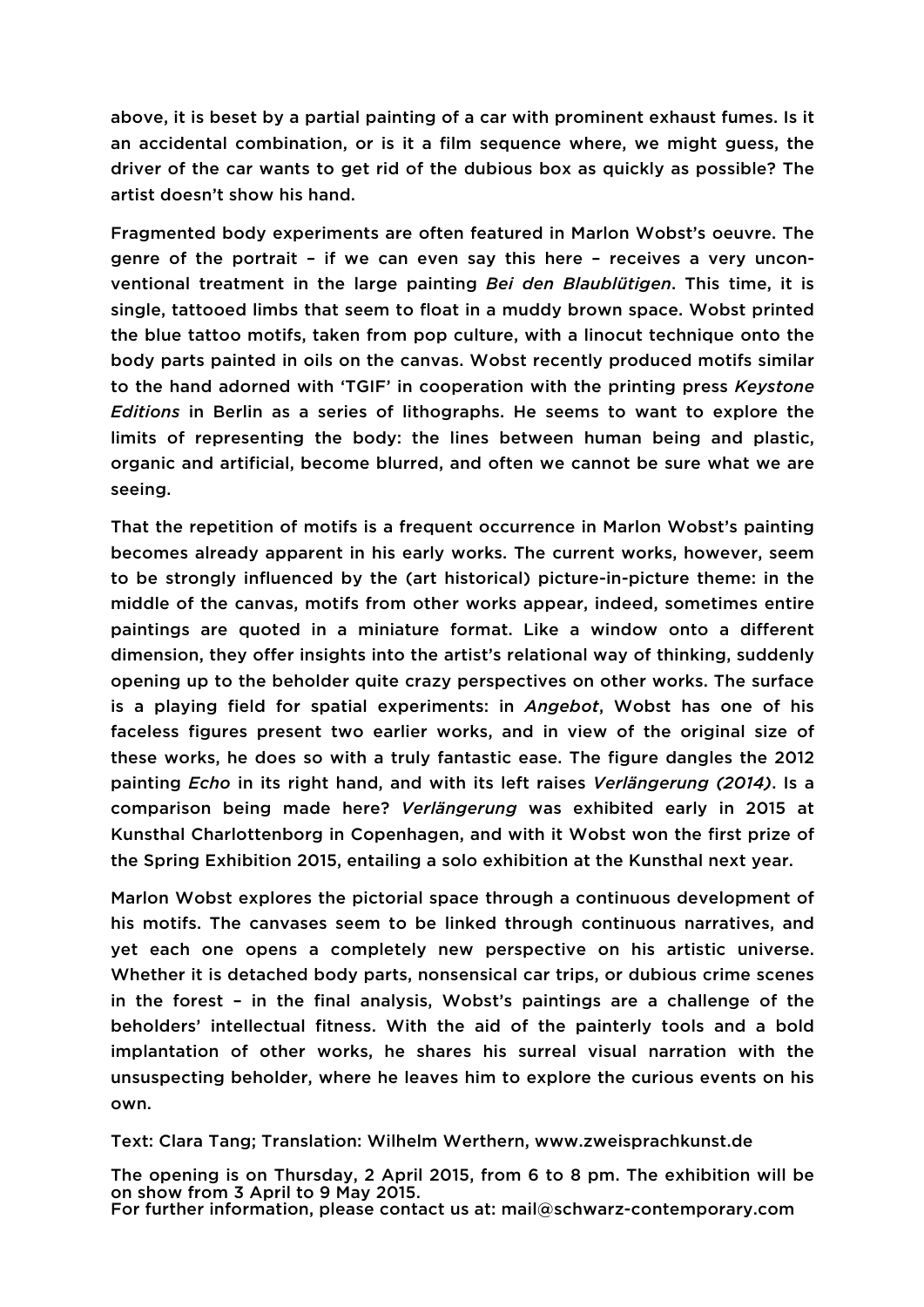above, it is beset by a partial painting of a car with prominent exhaust fumes. Is it an accidental combination, or is it a film sequence where, we might guess, the driver of the car wants to get rid of the dubious box as quickly as possible? The artist doesn't show his hand.

Fragmented body experiments are often featured in Marlon Wobst's oeuvre. The genre of the portrait – if we can even say this here – receives a very unconventional treatment in the large painting *Bei den Blaublütigen*. This time, it is single, tattooed limbs that seem to float in a muddy brown space. Wobst printed the blue tattoo motifs, taken from pop culture, with a linocut technique onto the body parts painted in oils on the canvas. Wobst recently produced motifs similar to the hand adorned with 'TGIF' in cooperation with the printing press *Keystone Editions* in Berlin as a series of lithographs. He seems to want to explore the limits of representing the body: the lines between human being and plastic, organic and artificial, become blurred, and often we cannot be sure what we are seeing.

That the repetition of motifs is a frequent occurrence in Marlon Wobst's painting becomes already apparent in his early works. The current works, however, seem to be strongly influenced by the (art historical) picture-in-picture theme: in the middle of the canvas, motifs from other works appear, indeed, sometimes entire paintings are quoted in a miniature format. Like a window onto a different dimension, they offer insights into the artist's relational way of thinking, suddenly opening up to the beholder quite crazy perspectives on other works. The surface is a playing field for spatial experiments: in *Angebot*, Wobst has one of his faceless figures present two earlier works, and in view of the original size of these works, he does so with a truly fantastic ease. The figure dangles the 2012 painting *Echo* in its right hand, and with its left raises *Verlängerung (2014)*. Is a comparison being made here? *Verlängerung* was exhibited early in 2015 at Kunsthal Charlottenborg in Copenhagen, and with it Wobst won the first prize of the Spring Exhibition 2015, entailing a solo exhibition at the Kunsthal next year.

Marlon Wobst explores the pictorial space through a continuous development of his motifs. The canvases seem to be linked through continuous narratives, and yet each one opens a completely new perspective on his artistic universe. Whether it is detached body parts, nonsensical car trips, or dubious crime scenes in the forest – in the final analysis, Wobst's paintings are a challenge of the beholders' intellectual fitness. With the aid of the painterly tools and a bold implantation of other works, he shares his surreal visual narration with the unsuspecting beholder, where he leaves him to explore the curious events on his own.

Text: Clara Tang; Translation: Wilhelm Werthern, www.zweisprachkunst.de

The opening is on Thursday, 2 April 2015, from 6 to 8 pm. The exhibition will be on show from 3 April to 9 May 2015.
For further information, please contact us at: mail@schwarz-contemporary.com